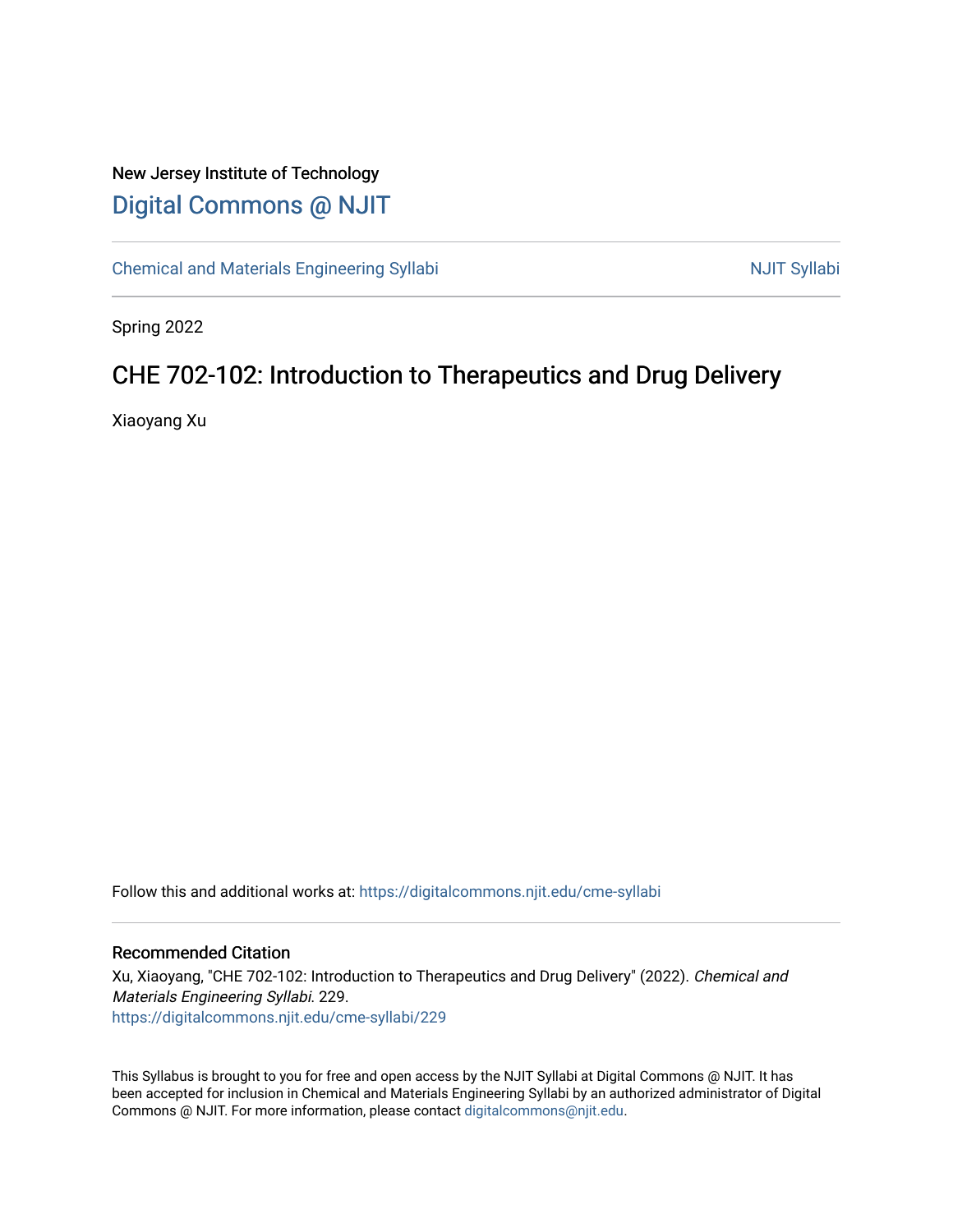New Jersey Institute of Technology

# Digital Commons @ NJIT

Chemical and Materials Engineering Syllabi | NJIT Syllabi

Spring 2022

## CHE 702-102: Introduction to Therapeutics and Drug Delivery

Xiaoyang Xu

Follow this and additional works at: https://digitalcommons.njit.edu/cme-syllabi

### Recommended Citation

Xu, Xiaoyang, "CHE 702-102: Introduction to Therapeutics and Drug Delivery" (2022). *Chemical and Materials Engineering Syllabi*. 229.
https://digitalcommons.njit.edu/cme-syllabi/229

This Syllabus is brought to you for free and open access by the NJIT Syllabi at Digital Commons @ NJIT. It has been accepted for inclusion in Chemical and Materials Engineering Syllabi by an authorized administrator of Digital Commons @ NJIT. For more information, please contact digitalcommons@njit.edu.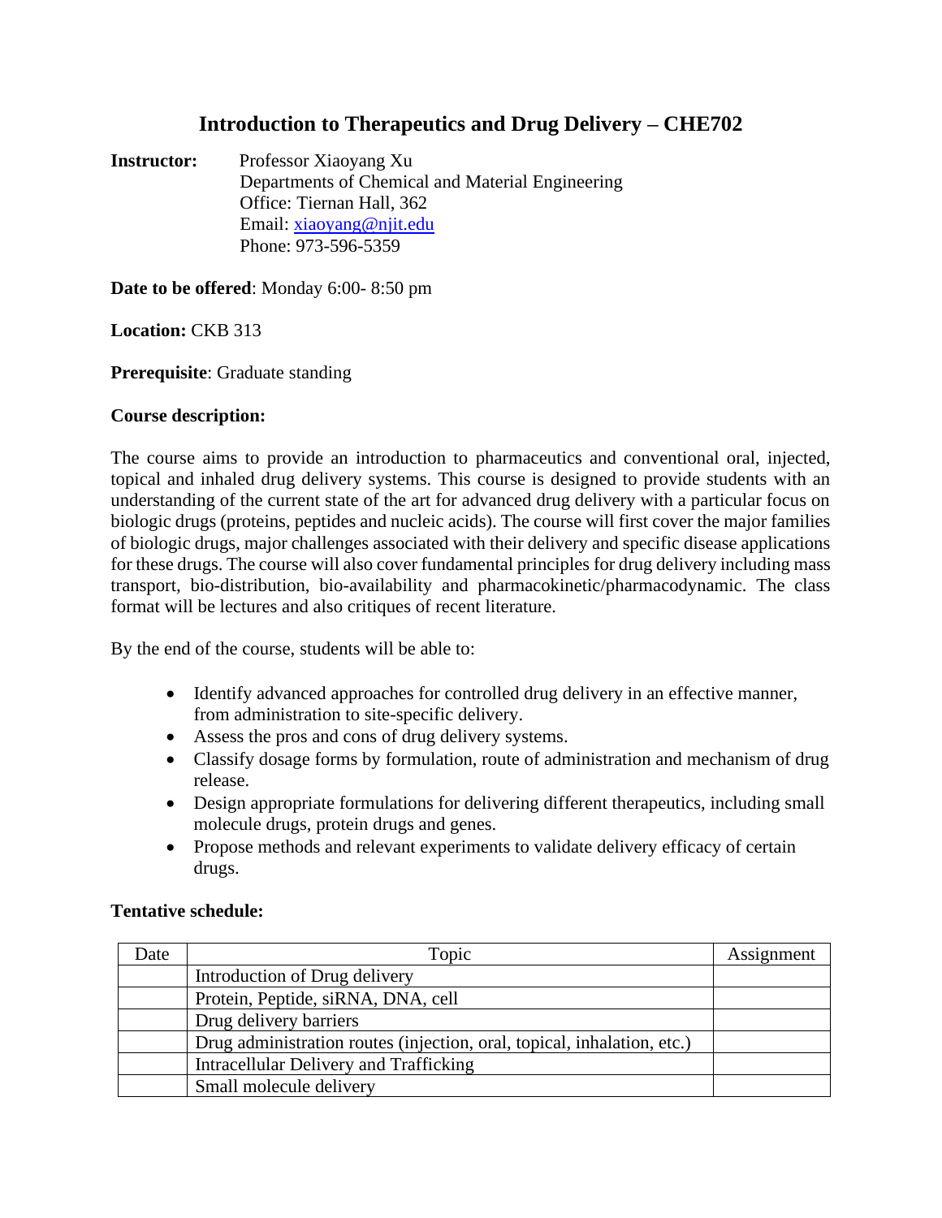# Introduction to Therapeutics and Drug Delivery – CHE702

**Instructor:** Professor Xiaoyang Xu
Departments of Chemical and Material Engineering
Office: Tiernan Hall, 362
Email: xiaoyang@njit.edu
Phone: 973-596-5359

**Date to be offered**: Monday 6:00- 8:50 pm

**Location:** CKB 313

**Prerequisite**: Graduate standing

**Course description:**

The course aims to provide an introduction to pharmaceutics and conventional oral, injected, topical and inhaled drug delivery systems. This course is designed to provide students with an understanding of the current state of the art for advanced drug delivery with a particular focus on biologic drugs (proteins, peptides and nucleic acids). The course will first cover the major families of biologic drugs, major challenges associated with their delivery and specific disease applications for these drugs. The course will also cover fundamental principles for drug delivery including mass transport, bio-distribution, bio-availability and pharmacokinetic/pharmacodynamic. The class format will be lectures and also critiques of recent literature.

By the end of the course, students will be able to:

- Identify advanced approaches for controlled drug delivery in an effective manner, from administration to site-specific delivery.
- Assess the pros and cons of drug delivery systems.
- Classify dosage forms by formulation, route of administration and mechanism of drug release.
- Design appropriate formulations for delivering different therapeutics, including small molecule drugs, protein drugs and genes.
- Propose methods and relevant experiments to validate delivery efficacy of certain drugs.

**Tentative schedule:**

| Date | Topic | Assignment |
|---|---|---|
| | Introduction of Drug delivery | |
| | Protein, Peptide, siRNA, DNA, cell | |
| | Drug delivery barriers | |
| | Drug administration routes (injection, oral, topical, inhalation, etc.) | |
| | Intracellular Delivery and Trafficking | |
| | Small molecule delivery | |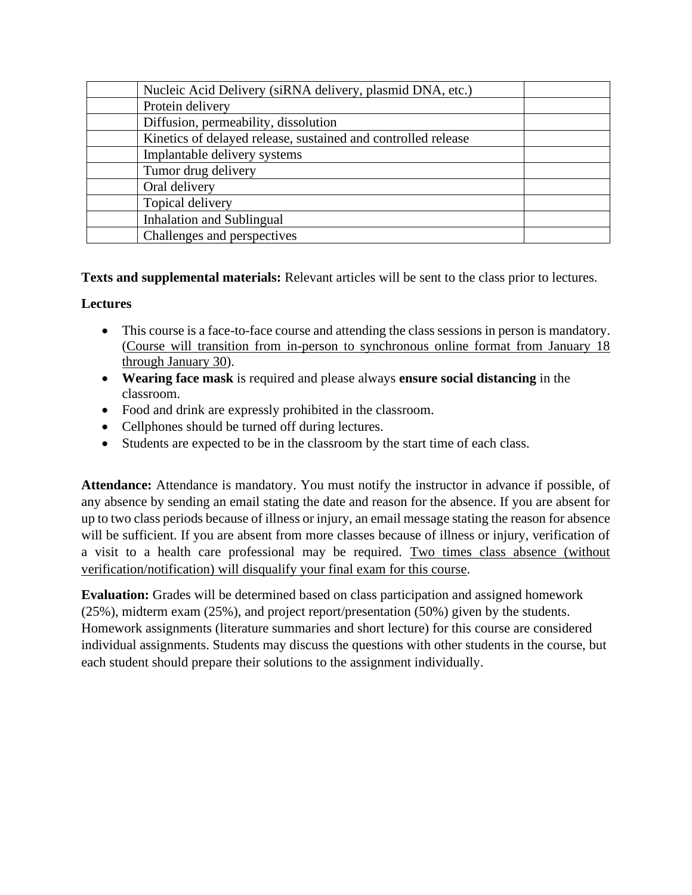| | | |
|---|---|---|
| | Nucleic Acid Delivery (siRNA delivery, plasmid DNA, etc.) | |
| | Protein delivery | |
| | Diffusion, permeability, dissolution | |
| | Kinetics of delayed release, sustained and controlled release | |
| | Implantable delivery systems | |
| | Tumor drug delivery | |
| | Oral delivery | |
| | Topical delivery | |
| | Inhalation and Sublingual | |
| | Challenges and perspectives | |

**Texts and supplemental materials:** Relevant articles will be sent to the class prior to lectures.

**Lectures**

- This course is a face-to-face course and attending the class sessions in person is mandatory. (Course will transition from in-person to synchronous online format from January 18 through January 30).
- **Wearing face mask** is required and please always **ensure social distancing** in the classroom.
- Food and drink are expressly prohibited in the classroom.
- Cellphones should be turned off during lectures.
- Students are expected to be in the classroom by the start time of each class.

**Attendance:** Attendance is mandatory. You must notify the instructor in advance if possible, of any absence by sending an email stating the date and reason for the absence. If you are absent for up to two class periods because of illness or injury, an email message stating the reason for absence will be sufficient. If you are absent from more classes because of illness or injury, verification of a visit to a health care professional may be required. Two times class absence (without verification/notification) will disqualify your final exam for this course.

**Evaluation:** Grades will be determined based on class participation and assigned homework (25%), midterm exam (25%), and project report/presentation (50%) given by the students. Homework assignments (literature summaries and short lecture) for this course are considered individual assignments. Students may discuss the questions with other students in the course, but each student should prepare their solutions to the assignment individually.